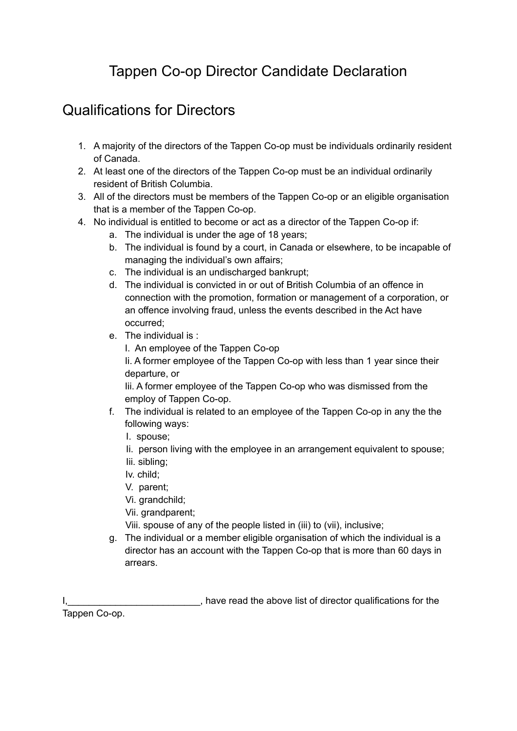# Tappen Co-op Director Candidate Declaration

## Qualifications for Directors

1. A majority of the directors of the Tappen Co-op must be individuals ordinarily resident of Canada.
2. At least one of the directors of the Tappen Co-op must be an individual ordinarily resident of British Columbia.
3. All of the directors must be members of the Tappen Co-op or an eligible organisation that is a member of the Tappen Co-op.
4. No individual is entitled to become or act as a director of the Tappen Co-op if:
   a. The individual is under the age of 18 years;
   b. The individual is found by a court, in Canada or elsewhere, to be incapable of managing the individual's own affairs;
   c. The individual is an undischarged bankrupt;
   d. The individual is convicted in or out of British Columbia of an offence in connection with the promotion, formation or management of a corporation, or an offence involving fraud, unless the events described in the Act have occurred;
   e. The individual is :
      I. An employee of the Tappen Co-op
      Ii. A former employee of the Tappen Co-op with less than 1 year since their departure, or
      Iii. A former employee of the Tappen Co-op who was dismissed from the employ of Tappen Co-op.
   f. The individual is related to an employee of the Tappen Co-op in any the the following ways:
      I. spouse;
      Ii. person living with the employee in an arrangement equivalent to spouse;
      Iii. sibling;
      Iv. child;
      V. parent;
      Vi. grandchild;
      Vii. grandparent;
      Viii. spouse of any of the people listed in (iii) to (vii), inclusive;
   g. The individual or a member eligible organisation of which the individual is a director has an account with the Tappen Co-op that is more than 60 days in arrears.

I,_________________________, have read the above list of director qualifications for the Tappen Co-op.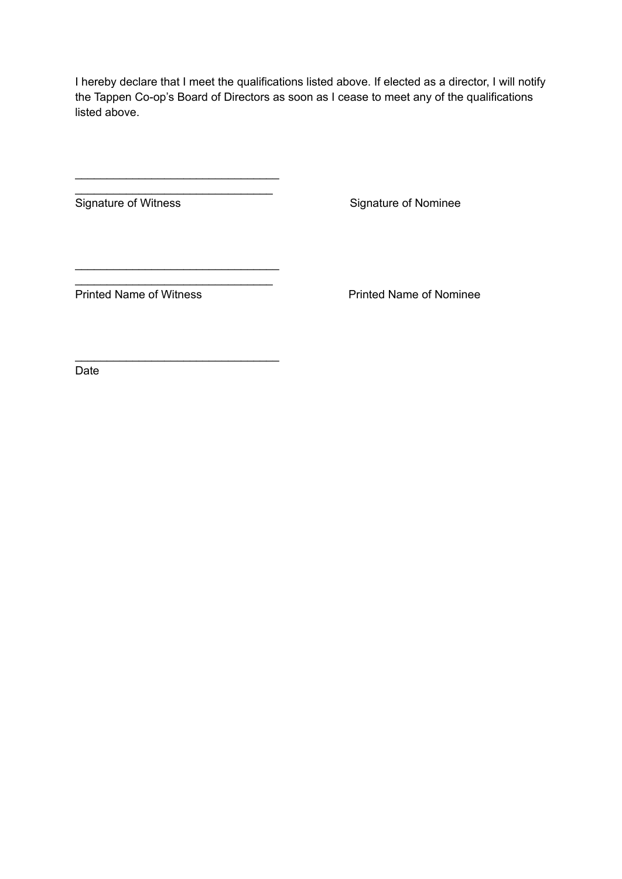I hereby declare that I meet the qualifications listed above. If elected as a director, I will notify the Tappen Co-op's Board of Directors as soon as I cease to meet any of the qualifications listed above.

________________________________
________________________________

Signature of Witness Signature of Nominee

________________________________
________________________________

Printed Name of Witness Printed Name of Nominee

________________________________

Date